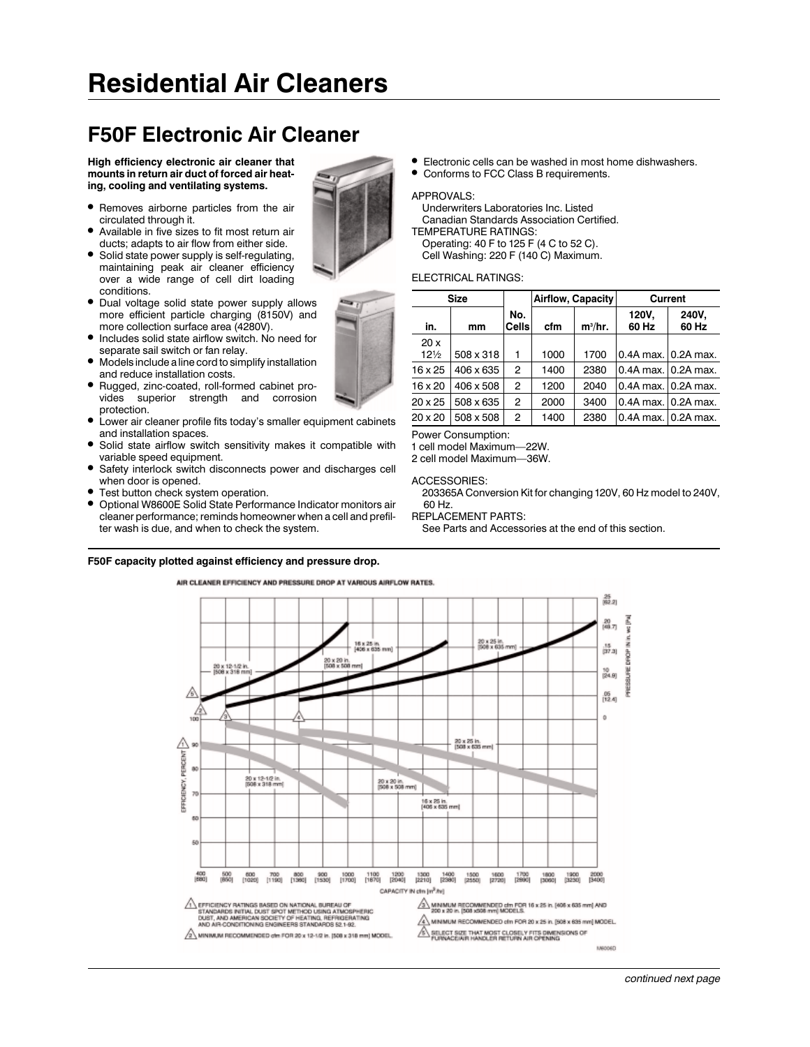# Residential Air Cleaners

## F50F Electronic Air Cleaner

**High efficiency electronic air cleaner that mounts in return air duct of forced air heating, cooling and ventilating systems.**

- Removes airborne particles from the air circulated through it.
- Available in five sizes to fit most return air ducts; adapts to air flow from either side.
- Solid state power supply is self-regulating, maintaining peak air cleaner efficiency over a wide range of cell dirt loading conditions.
- Dual voltage solid state power supply allows more efficient particle charging (8150V) and more collection surface area (4280V).
- Includes solid state airflow switch. No need for separate sail switch or fan relay.
- Models include a line cord to simplify installation and reduce installation costs.
- Rugged, zinc-coated, roll-formed cabinet provides superior strength and corrosion protection.
- Lower air cleaner profile fits today's smaller equipment cabinets and installation spaces.
- Solid state airflow switch sensitivity makes it compatible with variable speed equipment.
- Safety interlock switch disconnects power and discharges cell when door is opened.
- Test button check system operation.
- Optional W8600E Solid State Performance Indicator monitors air cleaner performance; reminds homeowner when a cell and prefilter wash is due, and when to check the system.
- Electronic cells can be washed in most home dishwashers.
- Conforms to FCC Class B requirements.

APPROVALS:
Underwriters Laboratories Inc. Listed
Canadian Standards Association Certified.

TEMPERATURE RATINGS:
Operating: 40 F to 125 F (4 C to 52 C).
Cell Washing: 220 F (140 C) Maximum.

ELECTRICAL RATINGS:

| Size | | No. Cells | Airflow, Capacity | | Current | |
|---|---|---|---|---|---|---|
| in. | mm | | cfm | m³/hr. | 120V, 60 Hz | 240V, 60 Hz |
| 20 x 12½ | 508 x 318 | 1 | 1000 | 1700 | 0.4A max. | 0.2A max. |
| 16 x 25 | 406 x 635 | 2 | 1400 | 2380 | 0.4A max. | 0.2A max. |
| 16 x 20 | 406 x 508 | 2 | 1200 | 2040 | 0.4A max. | 0.2A max. |
| 20 x 25 | 508 x 635 | 2 | 2000 | 3400 | 0.4A max. | 0.2A max. |
| 20 x 20 | 508 x 508 | 2 | 1400 | 2380 | 0.4A max. | 0.2A max. |

Power Consumption:
1 cell model Maximum—22W.
2 cell model Maximum—36W.

ACCESSORIES:
203365A Conversion Kit for changing 120V, 60 Hz model to 240V, 60 Hz.

REPLACEMENT PARTS:
See Parts and Accessories at the end of this section.

**F50F capacity plotted against efficiency and pressure drop.**

AIR CLEANER EFFICIENCY AND PRESSURE DROP AT VARIOUS AIRFLOW RATES.

1. EFFICIENCY RATINGS BASED ON NATIONAL BUREAU OF STANDARDS INITIAL DUST SPOT METHOD USING ATMOSPHERIC DUST, AND AMERICAN SOCIETY OF HEATING, REFRIGERATING AND AIR-CONDITIONING ENGINEERS STANDARDS 52.1-92.
2. MINIMUM RECOMMENDED cfm FOR 20 x 12-1/2 in. [508 x 318 mm] MODEL.
3. MINIMUM RECOMMENDED cfm FOR 16 x 25 in. [406 x 635 mm] AND 200 x 20 in. [508 x508 mm] MODELS.
4. MINIMUM RECOMMENDED cfm FOR 20 x 25 in. [508 x 635 mm] MODEL.
5. SELECT SIZE THAT MOST CLOSELY FITS DIMENSIONS OF FURNACE/AIR HANDLER RETURN AIR OPENING

M6006D

*continued next page*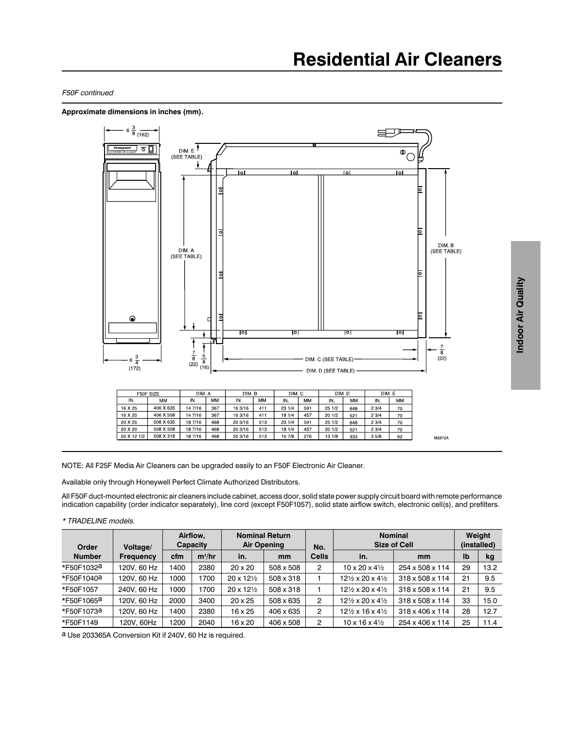# Residential Air Cleaners

*F50F continued*

**Approximate dimensions in inches (mm).**

6 3/8 (162)

DIM. E (SEE TABLE)

DIM. A (SEE TABLE)

DIM. B (SEE TABLE)

6 3/4 (172)

7/8 (22)

5/8 (16)

7/8 (22)

DIM. C (SEE TABLE)

DIM. D (SEE TABLE)

| F50F SIZE | | DIM. A | | DIM. B | | DIM. C | | DIM. D | | DIM. E | |
|---|---|---|---|---|---|---|---|---|---|---|---|
| IN. | MM | IN. | MM | IN. | MM | IN. | MM | IN. | MM | IN. | MM |
| 16 X 25 | 406 X 635 | 14 7/16 | 367 | 16 3/16 | 411 | 23 1/4 | 591 | 25 1/2 | 648 | 2 3/4 | 70 |
| 16 X 20 | 406 X 508 | 14 7/16 | 367 | 16 3/16 | 411 | 18 1/4 | 457 | 20 1/2 | 521 | 2 3/4 | 70 |
| 20 X 25 | 508 X 635 | 18 7/16 | 468 | 20 3/16 | 513 | 23 1/4 | 591 | 25 1/2 | 648 | 2 3/4 | 70 |
| 20 X 20 | 508 X 508 | 18 7/16 | 468 | 20 3/16 | 513 | 18 1/4 | 457 | 20 1/2 | 521 | 2 3/4 | 70 |
| 20 X 12 1/2 | 508 X 318 | 18 7/16 | 468 | 20 3/16 | 513 | 10 7/8 | 276 | 13 1/8 | 333 | 3 5/8 | 92 |

M2872A

NOTE: All F25F Media Air Cleaners can be upgraded easily to an F50F Electronic Air Cleaner.

Available only through Honeywell Perfect Climate Authorized Distributors.

All F50F duct-mounted electronic air cleaners include cabinet, access door, solid state power supply circuit board with remote performance indication capability (order indicator separately), line cord (except F50F1057), solid state airflow switch, electronic cell(s), and prefilters.

*\* TRADELINE models.*

| Order Number | Voltage/ Frequency | Airflow, Capacity | | Nominal Return Air Opening | | No. Cells | Nominal Size of Cell | | Weight (installed) | |
|---|---|---|---|---|---|---|---|---|---|---|
| | | cfm | m³/hr | in. | mm | | in. | mm | lb | kg |
| *F50F1032[a] | 120V, 60 Hz | 1400 | 2380 | 20 x 20 | 508 x 508 | 2 | 10 x 20 x 4½ | 254 x 508 x 114 | 29 | 13.2 |
| *F50F1040[a] | 120V, 60 Hz | 1000 | 1700 | 20 x 12½ | 508 x 318 | 1 | 12½ x 20 x 4½ | 318 x 508 x 114 | 21 | 9.5 |
| *F50F1057 | 240V, 60 Hz | 1000 | 1700 | 20 x 12½ | 508 x 318 | 1 | 12½ x 20 x 4½ | 318 x 508 x 114 | 21 | 9.5 |
| *F50F1065[a] | 120V, 60 Hz | 2000 | 3400 | 20 x 25 | 508 x 635 | 2 | 12½ x 20 x 4½ | 318 x 508 x 114 | 33 | 15.0 |
| *F50F1073[a] | 120V, 60 Hz | 1400 | 2380 | 16 x 25 | 406 x 635 | 2 | 12½ x 16 x 4½ | 318 x 406 x 114 | 28 | 12.7 |
| *F50F1149 | 120V, 60Hz | 1200 | 2040 | 16 x 20 | 406 x 508 | 2 | 10 x 16 x 4½ | 254 x 406 x 114 | 25 | 11.4 |

[a] Use 203365A Conversion Kit if 240V, 60 Hz is required.